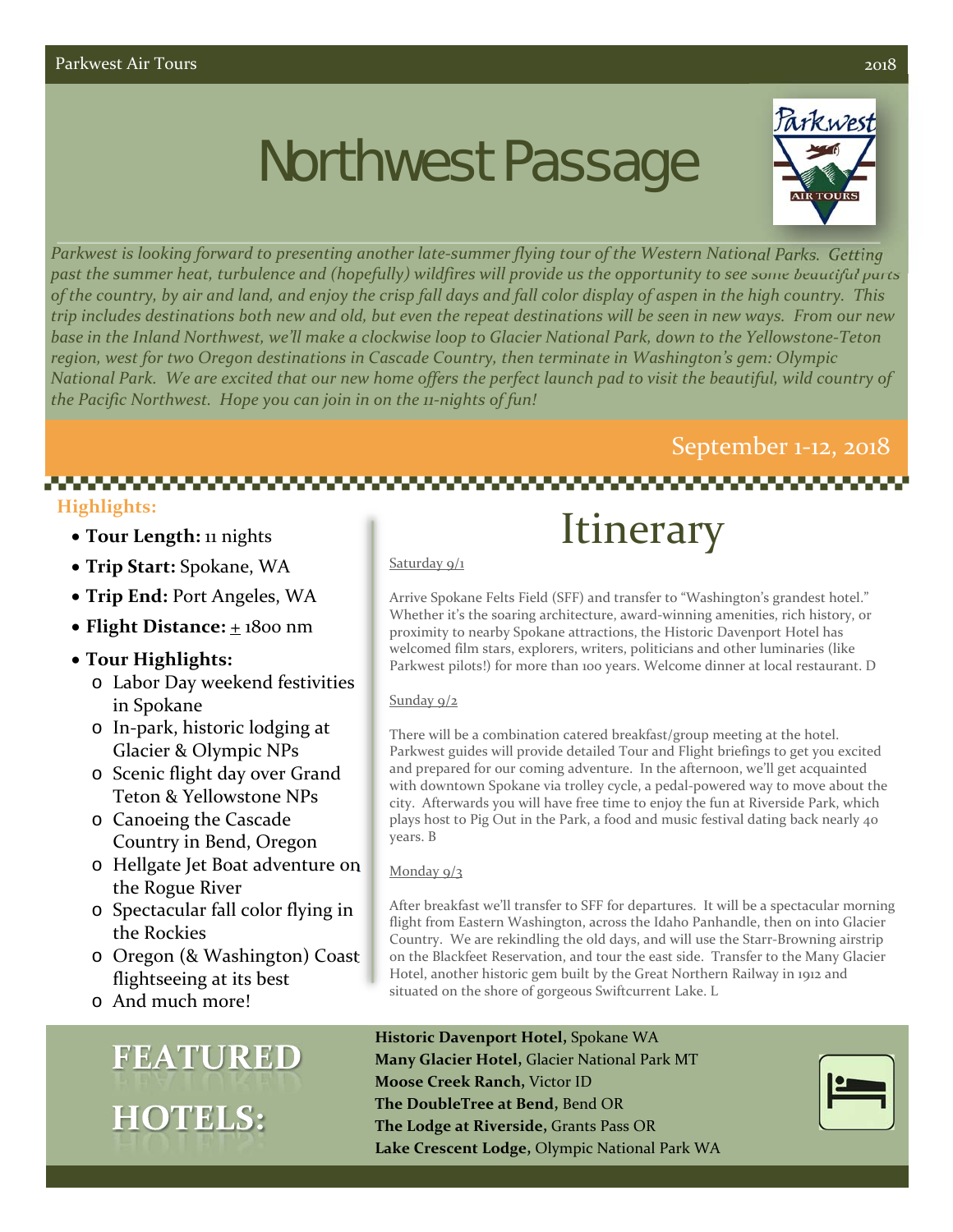# Northwest Passage

*Parkwest is looking forward to presenting another late-summer flying tour of the Western National Parks. Getting past the summer heat, turbulence and (hopefully) wildfires will provide us the opportunity to see some beautiful parts of the country, by air and land, and enjoy the crisp fall days and fall color display of aspen in the high country. This trip includes destinations both new and old, but even the repeat destinations will be seen in new ways. From our new base in the Inland Northwest, we'll make a clockwise loop to Glacier National Park, down to the Yellowstone-Teton region, west for two Oregon destinations in Cascade Country, then terminate in Washington's gem: Olympic National Park. We are excited that our new home offers the perfect launch pad to visit the beautiful, wild country of the Pacific Northwest. Hope you can join in on the 11-nights of fun!*

September 1-12, 2018

### Highlights:

- **Tour Length:** 11 nights
- **Trip Start:** Spokane, WA
- **Trip End:** Port Angeles, WA
- **Flight Distance:** ± 1800 nm
- **Tour Highlights:**
  - Labor Day weekend festivities in Spokane
  - In-park, historic lodging at Glacier & Olympic NPs
  - Scenic flight day over Grand Teton & Yellowstone NPs
  - Canoeing the Cascade Country in Bend, Oregon
  - Hellgate Jet Boat adventure on the Rogue River
  - Spectacular fall color flying in the Rockies
  - Oregon (& Washington) Coast flightseeing at its best
  - And much more!

## Itinerary

Saturday 9/1

Arrive Spokane Felts Field (SFF) and transfer to "Washington's grandest hotel." Whether it's the soaring architecture, award-winning amenities, rich history, or proximity to nearby Spokane attractions, the Historic Davenport Hotel has welcomed film stars, explorers, writers, politicians and other luminaries (like Parkwest pilots!) for more than 100 years. Welcome dinner at local restaurant. D

Sunday 9/2

There will be a combination catered breakfast/group meeting at the hotel. Parkwest guides will provide detailed Tour and Flight briefings to get you excited and prepared for our coming adventure. In the afternoon, we'll get acquainted with downtown Spokane via trolley cycle, a pedal-powered way to move about the city. Afterwards you will have free time to enjoy the fun at Riverside Park, which plays host to Pig Out in the Park, a food and music festival dating back nearly 40 years. B

Monday 9/3

After breakfast we'll transfer to SFF for departures. It will be a spectacular morning flight from Eastern Washington, across the Idaho Panhandle, then on into Glacier Country. We are rekindling the old days, and will use the Starr-Browning airstrip on the Blackfeet Reservation, and tour the east side. Transfer to the Many Glacier Hotel, another historic gem built by the Great Northern Railway in 1912 and situated on the shore of gorgeous Swiftcurrent Lake. L

## FEATURED HOTELS:

**Historic Davenport Hotel,** Spokane WA
**Many Glacier Hotel,** Glacier National Park MT
**Moose Creek Ranch,** Victor ID
**The DoubleTree at Bend,** Bend OR
**The Lodge at Riverside,** Grants Pass OR
**Lake Crescent Lodge,** Olympic National Park WA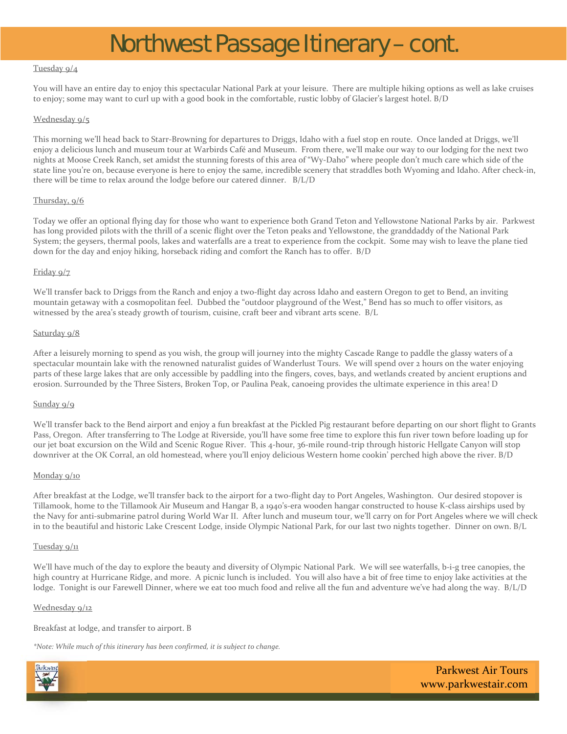# Northwest Passage Itinerary – cont.

Tuesday 9/4

You will have an entire day to enjoy this spectacular National Park at your leisure. There are multiple hiking options as well as lake cruises to enjoy; some may want to curl up with a good book in the comfortable, rustic lobby of Glacier's largest hotel. B/D

Wednesday 9/5

This morning we'll head back to Starr-Browning for departures to Driggs, Idaho with a fuel stop en route. Once landed at Driggs, we'll enjoy a delicious lunch and museum tour at Warbirds Café and Museum. From there, we'll make our way to our lodging for the next two nights at Moose Creek Ranch, set amidst the stunning forests of this area of "Wy-Daho" where people don't much care which side of the state line you're on, because everyone is here to enjoy the same, incredible scenery that straddles both Wyoming and Idaho. After check-in, there will be time to relax around the lodge before our catered dinner. B/L/D

Thursday, 9/6

Today we offer an optional flying day for those who want to experience both Grand Teton and Yellowstone National Parks by air. Parkwest has long provided pilots with the thrill of a scenic flight over the Teton peaks and Yellowstone, the granddaddy of the National Park System; the geysers, thermal pools, lakes and waterfalls are a treat to experience from the cockpit. Some may wish to leave the plane tied down for the day and enjoy hiking, horseback riding and comfort the Ranch has to offer. B/D

Friday 9/7

We'll transfer back to Driggs from the Ranch and enjoy a two-flight day across Idaho and eastern Oregon to get to Bend, an inviting mountain getaway with a cosmopolitan feel. Dubbed the "outdoor playground of the West," Bend has so much to offer visitors, as witnessed by the area's steady growth of tourism, cuisine, craft beer and vibrant arts scene. B/L

Saturday 9/8

After a leisurely morning to spend as you wish, the group will journey into the mighty Cascade Range to paddle the glassy waters of a spectacular mountain lake with the renowned naturalist guides of Wanderlust Tours. We will spend over 2 hours on the water enjoying parts of these large lakes that are only accessible by paddling into the fingers, coves, bays, and wetlands created by ancient eruptions and erosion. Surrounded by the Three Sisters, Broken Top, or Paulina Peak, canoeing provides the ultimate experience in this area! D

Sunday 9/9

We'll transfer back to the Bend airport and enjoy a fun breakfast at the Pickled Pig restaurant before departing on our short flight to Grants Pass, Oregon. After transferring to The Lodge at Riverside, you'll have some free time to explore this fun river town before loading up for our jet boat excursion on the Wild and Scenic Rogue River. This 4-hour, 36-mile round-trip through historic Hellgate Canyon will stop downriver at the OK Corral, an old homestead, where you'll enjoy delicious Western home cookin' perched high above the river. B/D

Monday 9/10

After breakfast at the Lodge, we'll transfer back to the airport for a two-flight day to Port Angeles, Washington. Our desired stopover is Tillamook, home to the Tillamook Air Museum and Hangar B, a 1940's-era wooden hangar constructed to house K-class airships used by the Navy for anti-submarine patrol during World War II. After lunch and museum tour, we'll carry on for Port Angeles where we will check in to the beautiful and historic Lake Crescent Lodge, inside Olympic National Park, for our last two nights together. Dinner on own. B/L

Tuesday 9/11

We'll have much of the day to explore the beauty and diversity of Olympic National Park. We will see waterfalls, b-i-g tree canopies, the high country at Hurricane Ridge, and more. A picnic lunch is included. You will also have a bit of free time to enjoy lake activities at the lodge. Tonight is our Farewell Dinner, where we eat too much food and relive all the fun and adventure we've had along the way. B/L/D

Wednesday 9/12

Breakfast at lodge, and transfer to airport. B

*\*Note: While much of this itinerary has been confirmed, it is subject to change.*

Parkwest Air Tours
www.parkwestair.com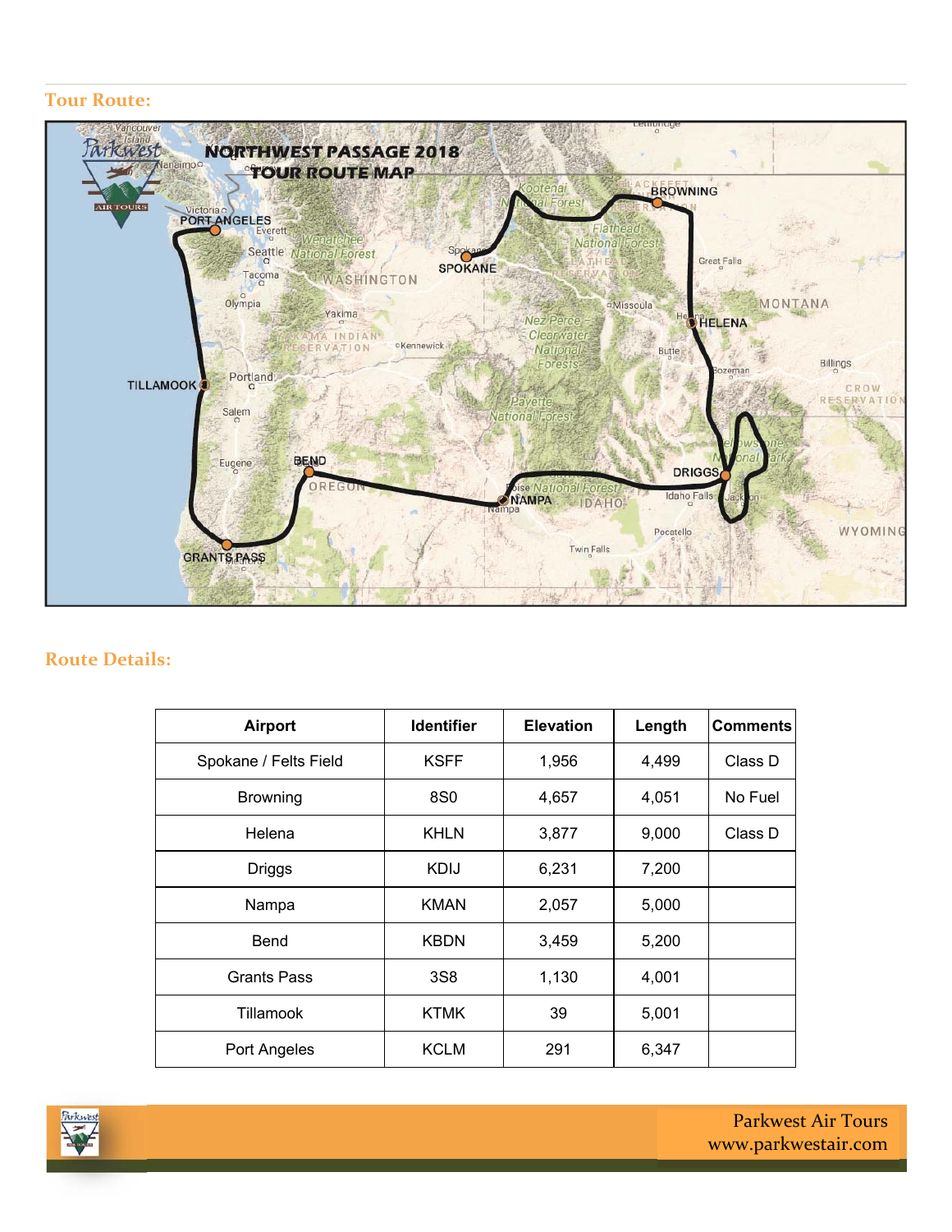## Tour Route:

NORTHWEST PASSAGE 2018
TOUR ROUTE MAP

PORT ANGELES
SPOKANE
BROWNING
HELENA
TILLAMOOK
DRIGGS
BEND
NAMPA
GRANTS PASS

## Route Details:

| Airport | Identifier | Elevation | Length | Comments |
|---|---|---|---|---|
| Spokane / Felts Field | KSFF | 1,956 | 4,499 | Class D |
| Browning | 8S0 | 4,657 | 4,051 | No Fuel |
| Helena | KHLN | 3,877 | 9,000 | Class D |
| Driggs | KDIJ | 6,231 | 7,200 | |
| Nampa | KMAN | 2,057 | 5,000 | |
| Bend | KBDN | 3,459 | 5,200 | |
| Grants Pass | 3S8 | 1,130 | 4,001 | |
| Tillamook | KTMK | 39 | 5,001 | |
| Port Angeles | KCLM | 291 | 6,347 | |

Parkwest Air Tours
www.parkwestair.com